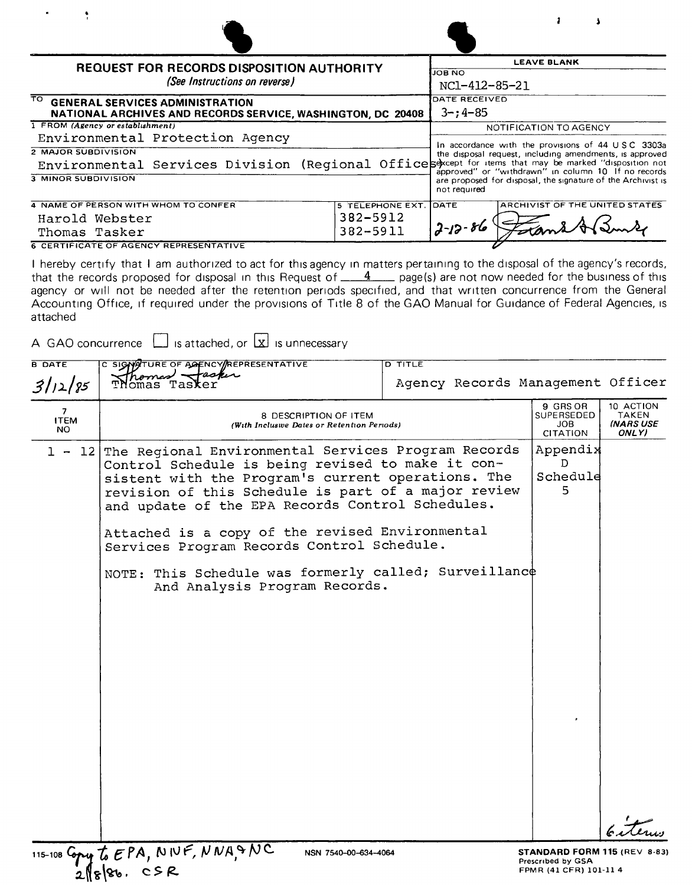# REQUEST FOR RECORDS DISPOSITION AUTHORITY

*(See Instructions on reverse)*

| | LEAVE BLANK |
|---|---|
| TO GENERAL SERVICES ADMINISTRATION NATIONAL ARCHIVES AND RECORDS SERVICE, WASHINGTON, DC 20408 | JOB NO NC1-412-85-21 |
| 1 FROM (Agency or establishment) Environmental Protection Agency | DATE RECEIVED 3-;4-85 |
| 2 MAJOR SUBDIVISION Environmental Services Division (Regional Offices) | NOTIFICATION TO AGENCY: In accordance with the provisions of 44 U S C 3303a the disposal request, including amendments, is approved except for items that may be marked "disposition not approved" or "withdrawn" in column 10 If no records are proposed for disposal, the signature of the Archivist is not required |
| 3 MINOR SUBDIVISION | |

| 4 NAME OF PERSON WITH WHOM TO CONFER | 5 TELEPHONE EXT. | DATE | ARCHIVIST OF THE UNITED STATES |
|---|---|---|---|
| Harold Webster<br>Thomas Tasker | 382-5912<br>382-5911 | 2-12-86 | [signature] |

**6 CERTIFICATE OF AGENCY REPRESENTATIVE**

I hereby certify that I am authorized to act for this agency in matters pertaining to the disposal of the agency's records, that the records proposed for disposal in this Request of 4 page(s) are not now needed for the business of this agency or will not be needed after the retention periods specified, and that written concurrence from the General Accounting Office, if required under the provisions of Title 8 of the GAO Manual for Guidance of Federal Agencies, is attached

A GAO concurrence ☐ is attached, or ☒ is unnecessary

| B DATE | C SIGNATURE OF AGENCY REPRESENTATIVE | D TITLE |
|---|---|---|
| 3/12/85 | Thomas Tasker | Agency Records Management Officer |

| 7 ITEM NO | 8 DESCRIPTION OF ITEM (With Inclusive Dates or Retention Periods) | 9 GRS OR SUPERSEDED JOB CITATION | 10 ACTION TAKEN (NARS USE ONLY) |
|---|---|---|---|
| 1 - 12 | The Regional Environmental Services Program Records Control Schedule is being revised to make it consistent with the Program's current operations. The revision of this Schedule is part of a major review and update of the EPA Records Control Schedules.<br><br>Attached is a copy of the revised Environmental Services Program Records Control Schedule.<br><br>NOTE: This Schedule was formerly called; Surveillance And Analysis Program Records. | Appendix D Schedule 5 | 6 items |

115-108 Copy to EPA, NIVF, NNA & NC 2/18/86. CSR

NSN 7540-00-634-4064

STANDARD FORM 115 (REV 8-83)
Prescribed by GSA
FPMR (41 CFR) 101-11 4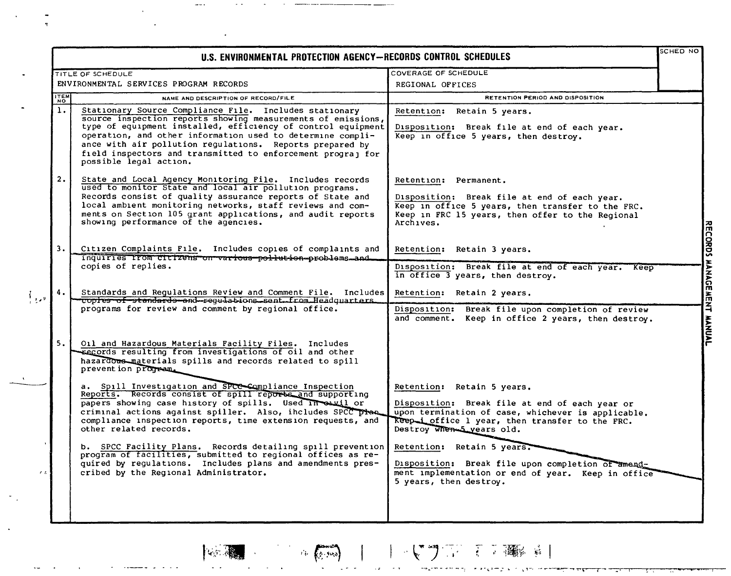# U.S. ENVIRONMENTAL PROTECTION AGENCY—RECORDS CONTROL SCHEDULES

| TITLE OF SCHEDULE | COVERAGE OF SCHEDULE | SCHED NO |
|---|---|---|
| ENVIRONMENTAL SERVICES PROGRAM RECORDS | REGIONAL OFFICES | |

| ITEM NO | NAME AND DESCRIPTION OF RECORD/FILE | RETENTION PERIOD AND DISPOSITION |
|---|---|---|
| 1. | Stationary Source Compliance File. Includes stationary source inspection reports showing measurements of emissions, type of equipment installed, efficiency of control equipment operation, and other information used to determine compliance with air pollution regulations. Reports prepared by field inspectors and transmitted to enforcement prograj for possible legal action. | Retention: Retain 5 years.<br><br>Disposition: Break file at end of each year. Keep in office 5 years, then destroy. |
| 2. | State and Local Agency Monitoring File. Includes records used to monitor State and local air pollution programs. Records consist of quality assurance reports of State and local ambient monitoring networks, staff reviews and comments on Section 105 grant applications, and audit reports showing performance of the agencies. | Retention: Permanent.<br><br>Disposition: Break file at end of each year. Keep in office 5 years, then transfer to the FRC. Keep in FRC 15 years, then offer to the Regional Archives. |
| 3. | Citizen Complaints File. Includes copies of complaints and inquiries from citizens on various pollution problems and copies of replies. | Retention: Retain 3 years.<br><br>Disposition: Break file at end of each year. Keep in office 3 years, then destroy. |
| 4. | Standards and Regulations Review and Comment File. Includes copies of standards and regulations sent from Headquarters programs for review and comment by regional office. | Retention: Retain 2 years.<br><br>Disposition: Break file upon completion of review and comment. Keep in office 2 years, then destroy. |
| 5. | Oil and Hazardous Materials Facility Files. Includes records resulting from investigations of oil and other hazardous materials spills and records related to spill prevention program. | |
| | a. Spill Investigation and SPCC Compliance Inspection Reports. Records consist of spill reports and supporting papers showing case history of spills. Used in civil or criminal actions against spiller. Also, includes SPCC plan compliance inspection reports, time extension requests, and other related records. | Retention: Retain 5 years.<br><br>Disposition: Break file at end of each year or upon termination of case, whichever is applicable. Keep in office 1 year, then transfer to the FRC. Destroy when 5 years old. |
| | b. SPCC Facility Plans. Records detailing spill prevention program of facilities, submitted to regional offices as required by regulations. Includes plans and amendments prescribed by the Regional Administrator. | Retention: Retain 5 years.<br><br>Disposition: Break file upon completion of amendment implementation or end of year. Keep in office 5 years, then destroy. |

RECORDS MANAGEMENT MANUAL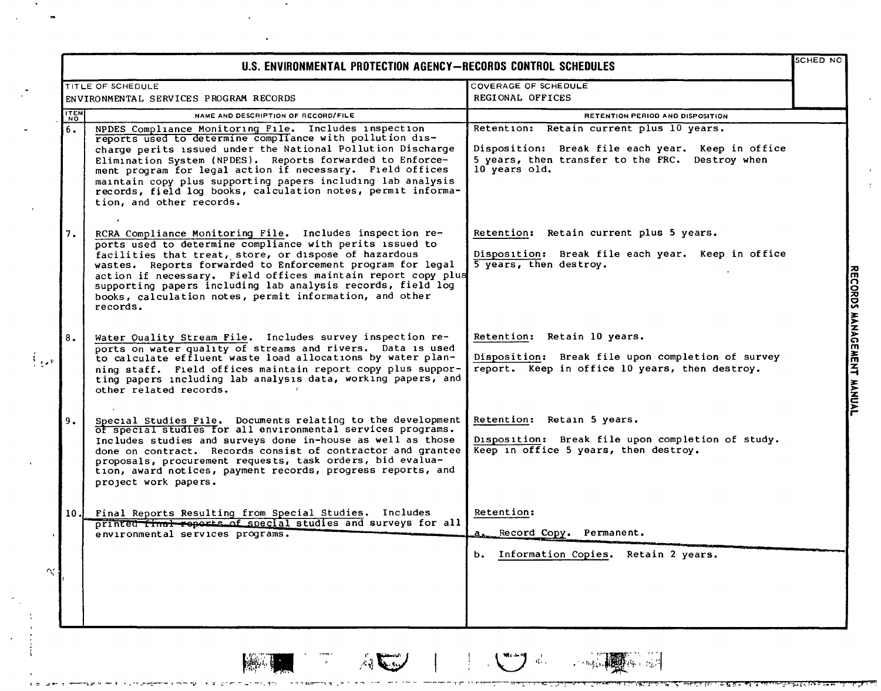# U.S. ENVIRONMENTAL PROTECTION AGENCY—RECORDS CONTROL SCHEDULES

| TITLE OF SCHEDULE | COVERAGE OF SCHEDULE | SCHED NO |
|---|---|---|
| ENVIRONMENTAL SERVICES PROGRAM RECORDS | REGIONAL OFFICES | |

| ITEM NO | NAME AND DESCRIPTION OF RECORD/FILE | RETENTION PERIOD AND DISPOSITION |
|---|---|---|
| 6. | NPDES Compliance Monitoring File. Includes inspection reports used to determine compliance with pollution discharge perits issued under the National Pollution Discharge Elimination System (NPDES). Reports forwarded to Enforcement program for legal action if necessary. Field offices maintain copy plus supporting papers including lab analysis records, field log books, calculation notes, permit information, and other records. | Retention: Retain current plus 10 years.<br><br>Disposition: Break file each year. Keep in office 5 years, then transfer to the FRC. Destroy when 10 years old. |
| 7. | RCRA Compliance Monitoring File. Includes inspection reports used to determine compliance with perits issued to facilities that treat, store, or dispose of hazardous wastes. Reports forwarded to Enforcement program for legal action if necessary. Field offices maintain report copy plus supporting papers including lab analysis records, field log books, calculation notes, permit information, and other records. | Retention: Retain current plus 5 years.<br><br>Disposition: Break file each year. Keep in office 5 years, then destroy. |
| 8. | Water Quality Stream File. Includes survey inspection reports on water quality of streams and rivers. Data is used to calculate effluent waste load allocations by water planning staff. Field offices maintain report copy plus supporting papers including lab analysis data, working papers, and other related records. | Retention: Retain 10 years.<br><br>Disposition: Break file upon completion of survey report. Keep in office 10 years, then destroy. |
| 9. | Special Studies File. Documents relating to the development of special studies for all environmental services programs. Includes studies and surveys done in-house as well as those done on contract. Records consist of contractor and grantee proposals, procurement requests, task orders, bid evaluation, award notices, payment records, progress reports, and project work papers. | Retention: Retain 5 years.<br><br>Disposition: Break file upon completion of study. Keep in office 5 years, then destroy. |
| 10. | Final Reports Resulting from Special Studies. Includes printed final reports of special studies and surveys for all environmental services programs. | Retention:<br><br>a. Record Copy. Permanent.<br><br>b. Information Copies. Retain 2 years. |

RECORDS MANAGEMENT MANUAL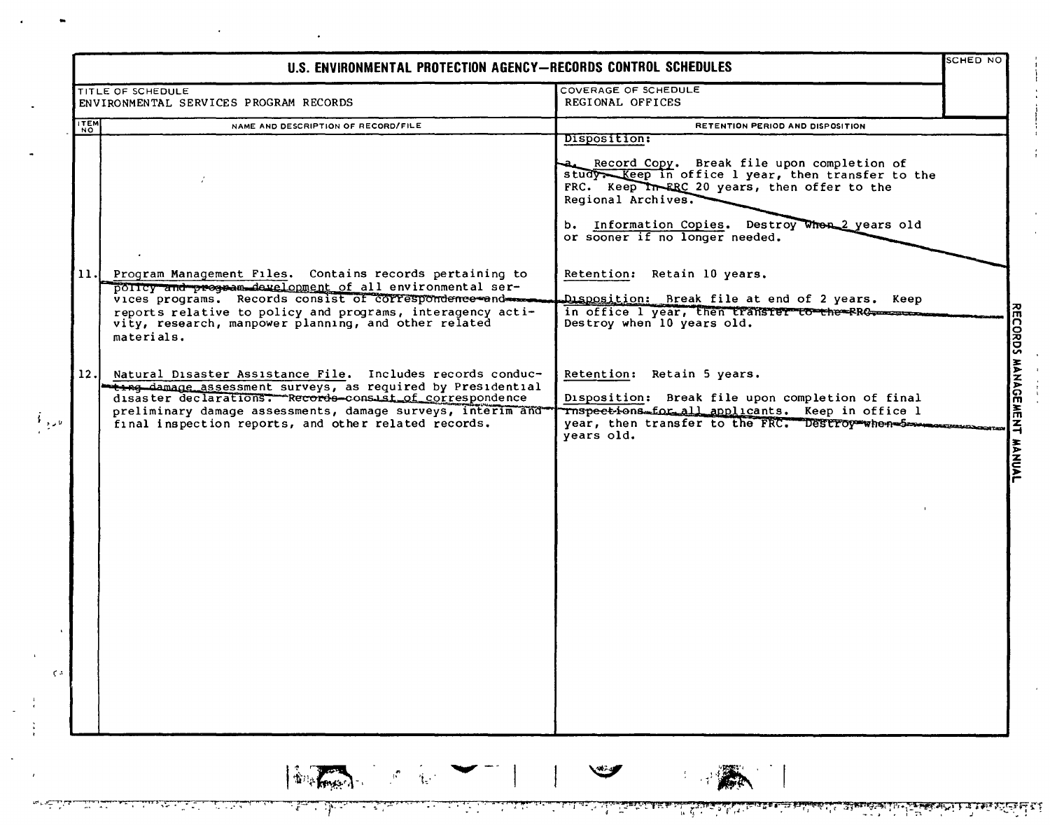# U.S. ENVIRONMENTAL PROTECTION AGENCY—RECORDS CONTROL SCHEDULES

| TITLE OF SCHEDULE | COVERAGE OF SCHEDULE | SCHED NO |
|---|---|---|
| ENVIRONMENTAL SERVICES PROGRAM RECORDS | REGIONAL OFFICES | |

| ITEM NO | NAME AND DESCRIPTION OF RECORD/FILE | RETENTION PERIOD AND DISPOSITION |
|---|---|---|
| | | Disposition:<br><br>a. Record Copy. Break file upon completion of study. Keep in office 1 year, then transfer to the FRC. Keep in FRC 20 years, then offer to the Regional Archives.<br><br>b. Information Copies. Destroy when 2 years old or sooner if no longer needed. |
| 11. | Program Management Files. Contains records pertaining to policy and program development of all environmental services programs. Records consist of correspondence and reports relative to policy and programs, interagency activity, research, manpower planning, and other related materials. | Retention: Retain 10 years.<br><br>Disposition: Break file at end of 2 years. Keep in office 1 year, then transfer to the FRC. Destroy when 10 years old. |
| 12. | Natural Disaster Assistance File. Includes records conducting damage assessment surveys, as required by Presidential disaster declarations. Records consist of correspondence preliminary damage assessments, damage surveys, interim and final inspection reports, and other related records. | Retention: Retain 5 years.<br><br>Disposition: Break file upon completion of final inspections for all applicants. Keep in office 1 year, then transfer to the FRC. Destroy when 5 years old. |

RECORDS MANAGEMENT MANUAL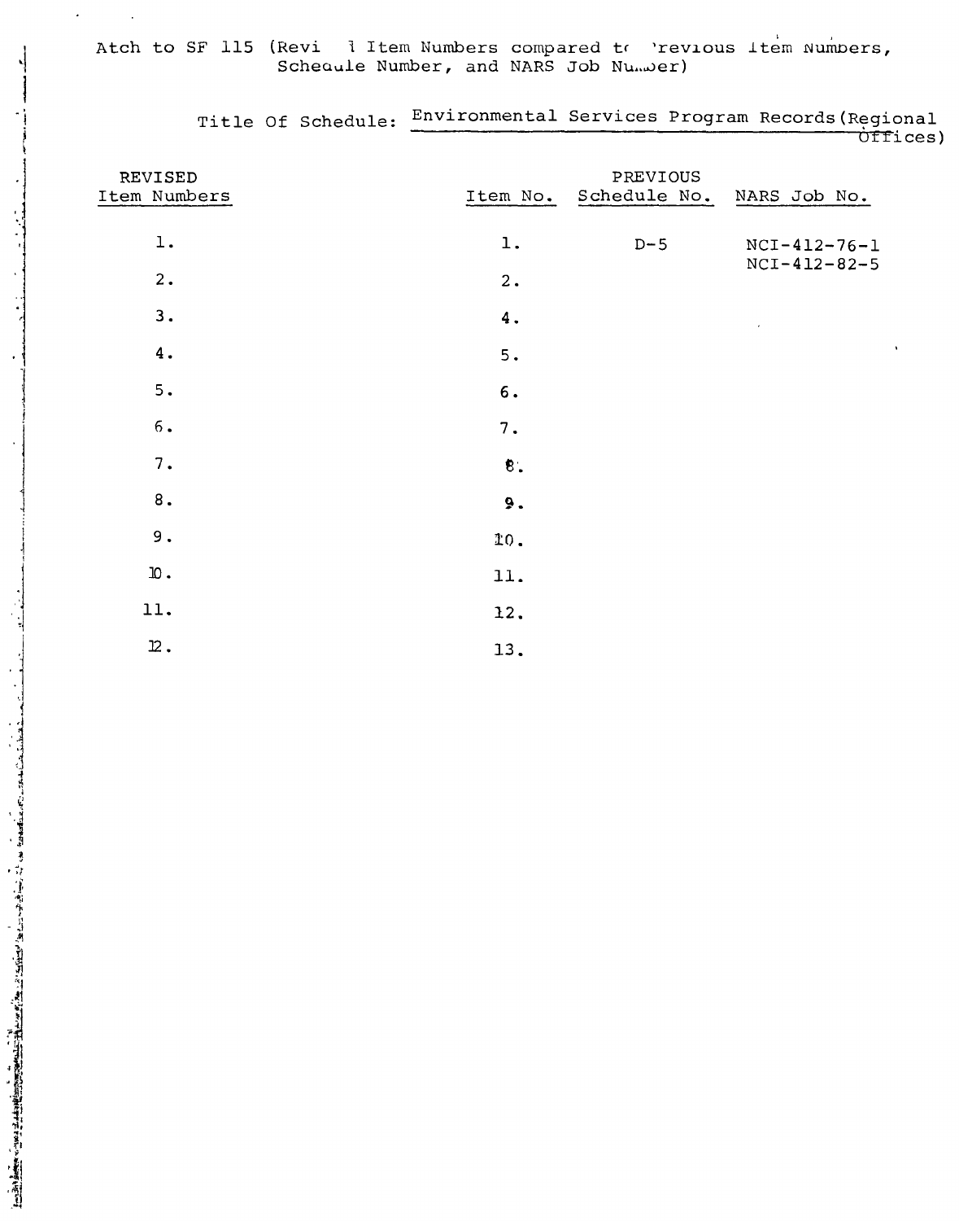Atch to SF 115 (Revised Item Numbers compared to Previous Item Numbers, Schedule Number, and NARS Job Number)

Title Of Schedule: Environmental Services Program Records (Regional Offices)

| REVISED Item Numbers | PREVIOUS Item No. | PREVIOUS Schedule No. | PREVIOUS NARS Job No. |
|---|---|---|---|
| 1. | 1. | D-5 | NCI-412-76-1<br>NCI-412-82-5 |
| 2. | 2. | | |
| 3. | 4. | | |
| 4. | 5. | | |
| 5. | 6. | | |
| 6. | 7. | | |
| 7. | 8. | | |
| 8. | 9. | | |
| 9. | 10. | | |
| 10. | 11. | | |
| 11. | 12. | | |
| 12. | 13. | | |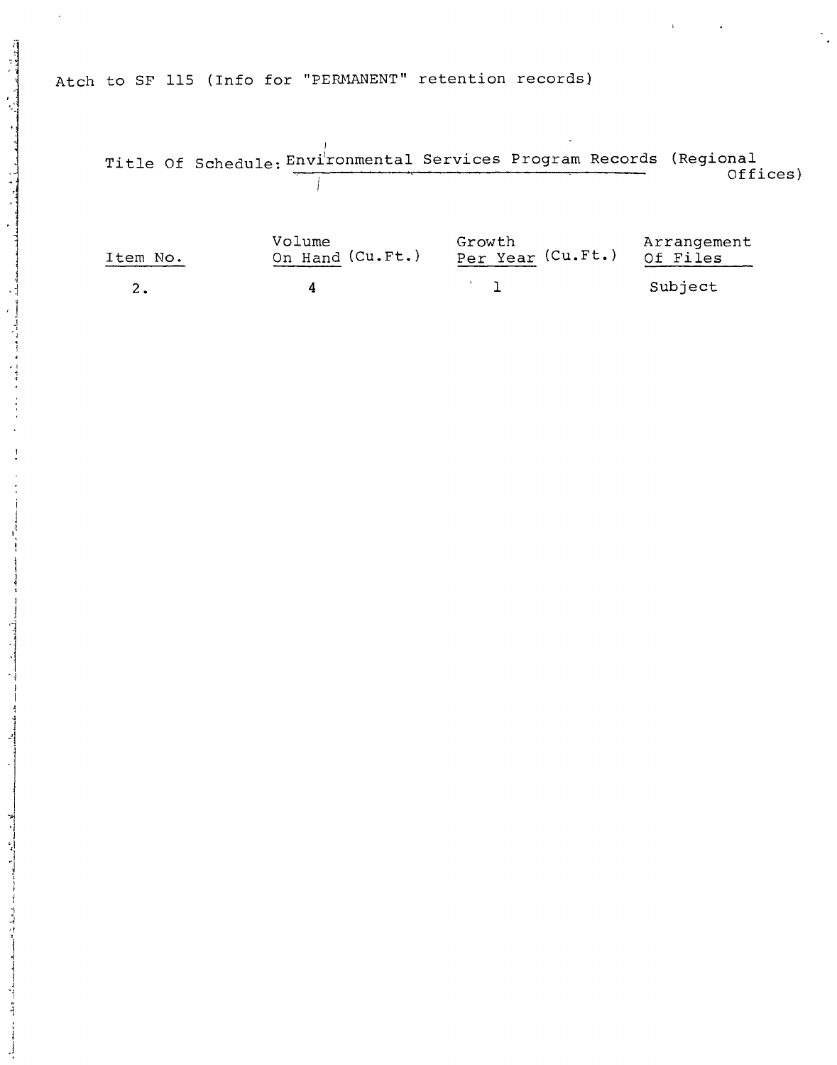Atch to SF 115 (Info for "PERMANENT" retention records)

Title Of Schedule: Environmental Services Program Records (Regional Offices)

| Item No. | Volume On Hand (Cu.Ft.) | Growth Per Year (Cu.Ft.) | Arrangement Of Files |
|---|---|---|---|
| 2. | 4 | 1 | Subject |